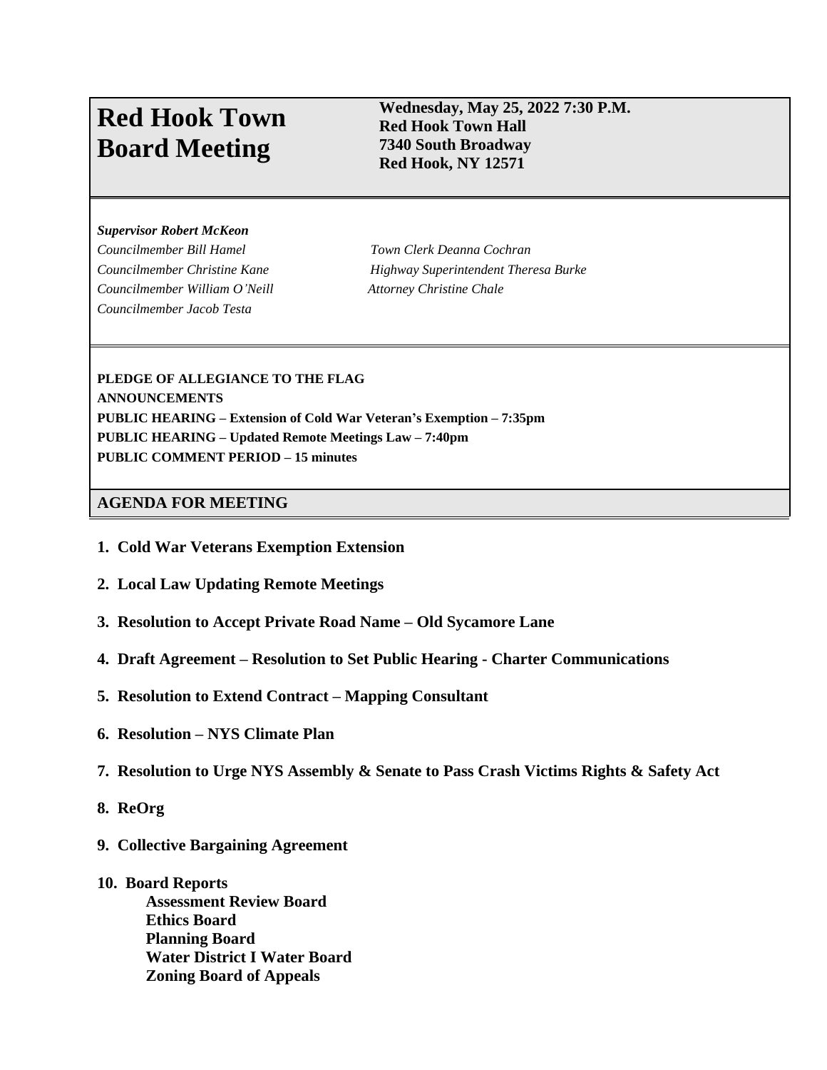# Red Hook Town Board Meeting

**Wednesday, May 25, 2022 7:30 P.M.**
**Red Hook Town Hall**
**7340 South Broadway**
**Red Hook, NY 12571**

***Supervisor Robert McKeon***
*Councilmember Bill Hamel*
*Councilmember Christine Kane*
*Councilmember William O'Neill*
*Councilmember Jacob Testa*

*Town Clerk Deanna Cochran*
*Highway Superintendent Theresa Burke*
*Attorney Christine Chale*

**PLEDGE OF ALLEGIANCE TO THE FLAG**
**ANNOUNCEMENTS**
**PUBLIC HEARING – Extension of Cold War Veteran's Exemption – 7:35pm**
**PUBLIC HEARING – Updated Remote Meetings Law – 7:40pm**
**PUBLIC COMMENT PERIOD – 15 minutes**

## AGENDA FOR MEETING

1. **Cold War Veterans Exemption Extension**
2. **Local Law Updating Remote Meetings**
3. **Resolution to Accept Private Road Name – Old Sycamore Lane**
4. **Draft Agreement – Resolution to Set Public Hearing - Charter Communications**
5. **Resolution to Extend Contract – Mapping Consultant**
6. **Resolution – NYS Climate Plan**
7. **Resolution to Urge NYS Assembly & Senate to Pass Crash Victims Rights & Safety Act**
8. **ReOrg**
9. **Collective Bargaining Agreement**
10. **Board Reports**
    - **Assessment Review Board**
    - **Ethics Board**
    - **Planning Board**
    - **Water District I Water Board**
    - **Zoning Board of Appeals**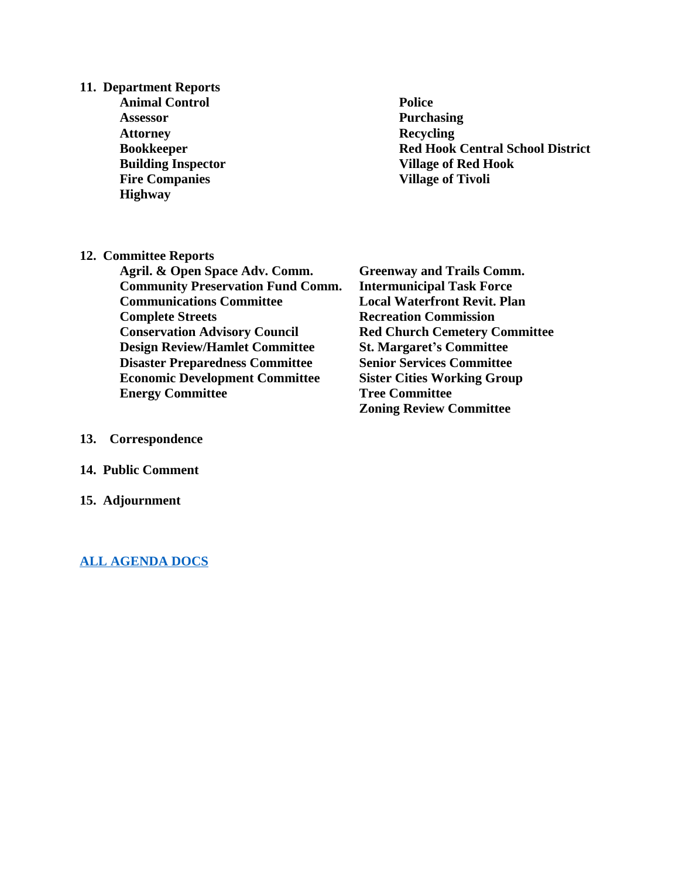11. **Department Reports**
    - **Animal Control**
    - **Assessor**
    - **Attorney**
    - **Bookkeeper**
    - **Building Inspector**
    - **Fire Companies**
    - **Highway**
    - **Police**
    - **Purchasing**
    - **Recycling**
    - **Red Hook Central School District**
    - **Village of Red Hook**
    - **Village of Tivoli**

12. **Committee Reports**
    - **Agril. & Open Space Adv. Comm.**
    - **Community Preservation Fund Comm.**
    - **Communications Committee**
    - **Complete Streets**
    - **Conservation Advisory Council**
    - **Design Review/Hamlet Committee**
    - **Disaster Preparedness Committee**
    - **Economic Development Committee**
    - **Energy Committee**
    - **Greenway and Trails Comm.**
    - **Intermunicipal Task Force**
    - **Local Waterfront Revit. Plan**
    - **Recreation Commission**
    - **Red Church Cemetery Committee**
    - **St. Margaret's Committee**
    - **Senior Services Committee**
    - **Sister Cities Working Group**
    - **Tree Committee**
    - **Zoning Review Committee**

13. **Correspondence**

14. **Public Comment**

15. **Adjournment**

**ALL AGENDA DOCS**